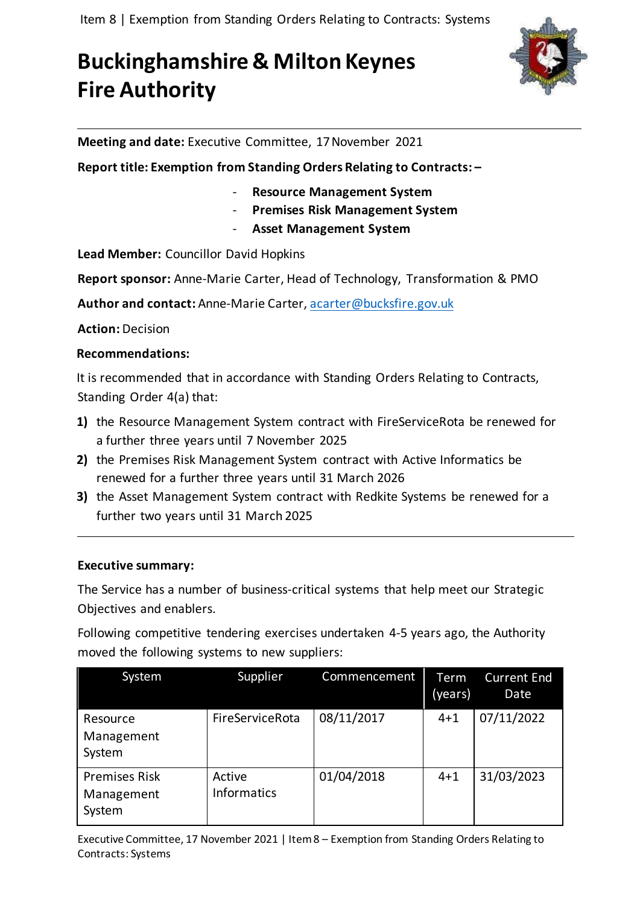# Buckinghamshire & Milton Keynes Fire Authority

**Meeting and date:** Executive Committee, 17 November 2021

**Report title: Exemption from Standing Orders Relating to Contracts: –**

- **Resource Management System**
- **Premises Risk Management System**
- **Asset Management System**

**Lead Member:** Councillor David Hopkins

**Report sponsor:** Anne-Marie Carter, Head of Technology, Transformation & PMO

**Author and contact:** Anne-Marie Carter, acarter@bucksfire.gov.uk

**Action:** Decision

**Recommendations:**

It is recommended that in accordance with Standing Orders Relating to Contracts, Standing Order 4(a) that:

1) the Resource Management System contract with FireServiceRota be renewed for a further three years until 7 November 2025
2) the Premises Risk Management System contract with Active Informatics be renewed for a further three years until 31 March 2026
3) the Asset Management System contract with Redkite Systems be renewed for a further two years until 31 March 2025

---

**Executive summary:**

The Service has a number of business-critical systems that help meet our Strategic Objectives and enablers.

Following competitive tendering exercises undertaken 4-5 years ago, the Authority moved the following systems to new suppliers:

| System | Supplier | Commencement | Term (years) | Current End Date |
|---|---|---|---|---|
| Resource Management System | FireServiceRota | 08/11/2017 | 4+1 | 07/11/2022 |
| Premises Risk Management System | Active Informatics | 01/04/2018 | 4+1 | 31/03/2023 |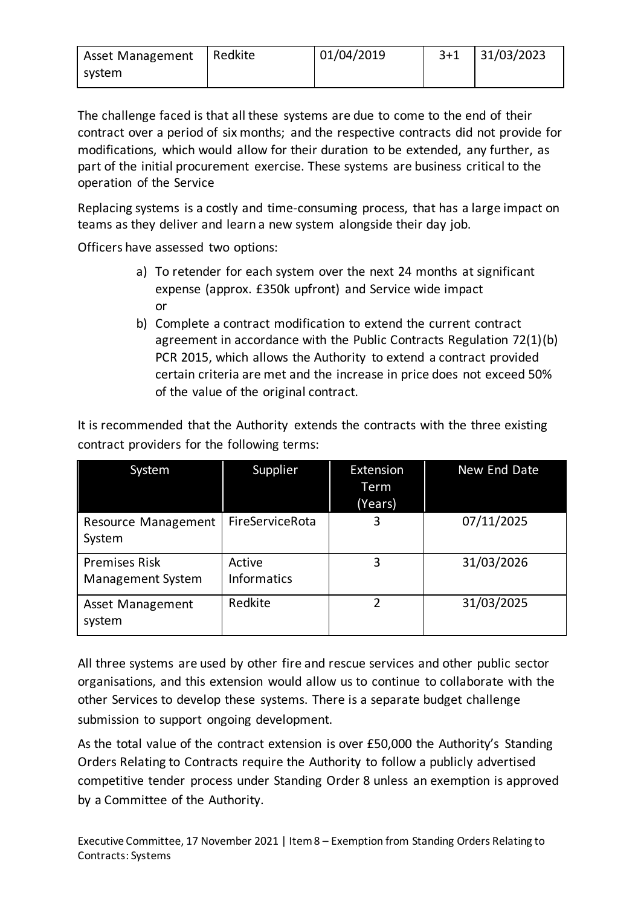| Asset Management system | Redkite | 01/04/2019 | 3+1 | 31/03/2023 |
|---|---|---|---|---|

The challenge faced is that all these systems are due to come to the end of their contract over a period of six months; and the respective contracts did not provide for modifications, which would allow for their duration to be extended, any further, as part of the initial procurement exercise. These systems are business critical to the operation of the Service

Replacing systems is a costly and time-consuming process, that has a large impact on teams as they deliver and learn a new system alongside their day job.

Officers have assessed two options:

a) To retender for each system over the next 24 months at significant expense (approx. £350k upfront) and Service wide impact
   or
b) Complete a contract modification to extend the current contract agreement in accordance with the Public Contracts Regulation 72(1)(b) PCR 2015, which allows the Authority to extend a contract provided certain criteria are met and the increase in price does not exceed 50% of the value of the original contract.

It is recommended that the Authority extends the contracts with the three existing contract providers for the following terms:

| System | Supplier | Extension Term (Years) | New End Date |
|---|---|---|---|
| Resource Management System | FireServiceRota | 3 | 07/11/2025 |
| Premises Risk Management System | Active Informatics | 3 | 31/03/2026 |
| Asset Management system | Redkite | 2 | 31/03/2025 |

All three systems are used by other fire and rescue services and other public sector organisations, and this extension would allow us to continue to collaborate with the other Services to develop these systems. There is a separate budget challenge submission to support ongoing development.

As the total value of the contract extension is over £50,000 the Authority's Standing Orders Relating to Contracts require the Authority to follow a publicly advertised competitive tender process under Standing Order 8 unless an exemption is approved by a Committee of the Authority.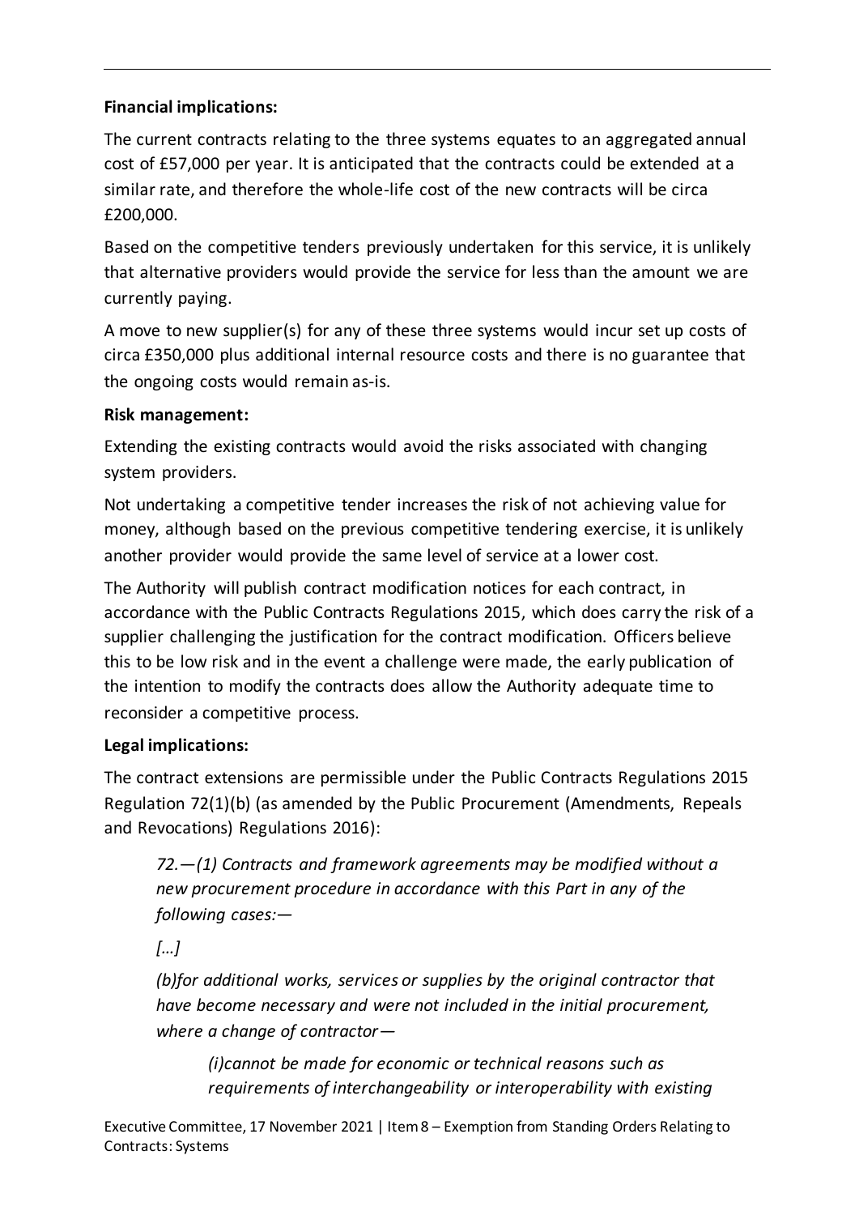**Financial implications:**

The current contracts relating to the three systems equates to an aggregated annual cost of £57,000 per year. It is anticipated that the contracts could be extended at a similar rate, and therefore the whole-life cost of the new contracts will be circa £200,000.

Based on the competitive tenders previously undertaken for this service, it is unlikely that alternative providers would provide the service for less than the amount we are currently paying.

A move to new supplier(s) for any of these three systems would incur set up costs of circa £350,000 plus additional internal resource costs and there is no guarantee that the ongoing costs would remain as-is.

**Risk management:**

Extending the existing contracts would avoid the risks associated with changing system providers.

Not undertaking a competitive tender increases the risk of not achieving value for money, although based on the previous competitive tendering exercise, it is unlikely another provider would provide the same level of service at a lower cost.

The Authority will publish contract modification notices for each contract, in accordance with the Public Contracts Regulations 2015, which does carry the risk of a supplier challenging the justification for the contract modification. Officers believe this to be low risk and in the event a challenge were made, the early publication of the intention to modify the contracts does allow the Authority adequate time to reconsider a competitive process.

**Legal implications:**

The contract extensions are permissible under the Public Contracts Regulations 2015 Regulation 72(1)(b) (as amended by the Public Procurement (Amendments, Repeals and Revocations) Regulations 2016):

> *72.—(1) Contracts and framework agreements may be modified without a new procurement procedure in accordance with this Part in any of the following cases:—*
>
> *[…]*
>
> *(b)for additional works, services or supplies by the original contractor that have become necessary and were not included in the initial procurement, where a change of contractor—*
>
> > *(i)cannot be made for economic or technical reasons such as requirements of interchangeability or interoperability with existing*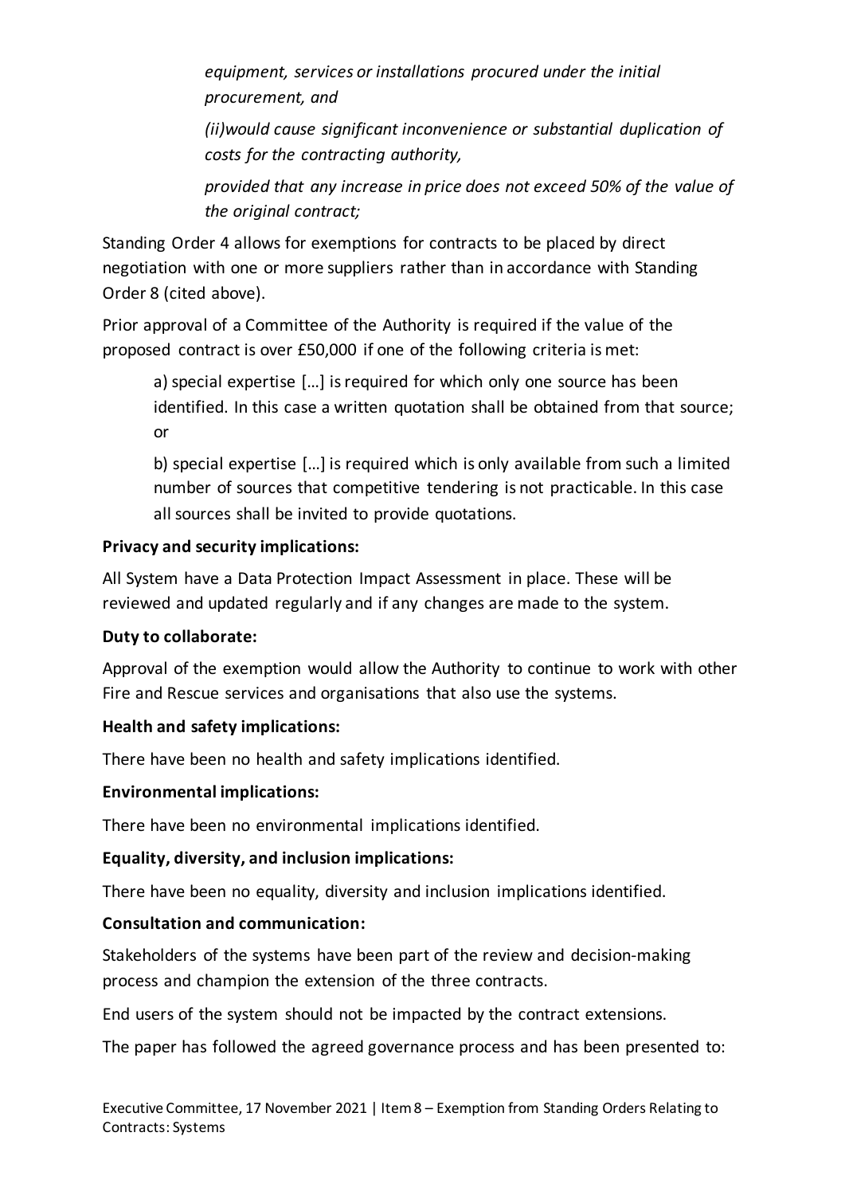*equipment, services or installations procured under the initial procurement, and*

*(ii)would cause significant inconvenience or substantial duplication of costs for the contracting authority,*

*provided that any increase in price does not exceed 50% of the value of the original contract;*

Standing Order 4 allows for exemptions for contracts to be placed by direct negotiation with one or more suppliers rather than in accordance with Standing Order 8 (cited above).

Prior approval of a Committee of the Authority is required if the value of the proposed contract is over £50,000 if one of the following criteria is met:

> a) special expertise […] is required for which only one source has been identified. In this case a written quotation shall be obtained from that source; or
>
> b) special expertise […] is required which is only available from such a limited number of sources that competitive tendering is not practicable. In this case all sources shall be invited to provide quotations.

**Privacy and security implications:**

All System have a Data Protection Impact Assessment in place. These will be reviewed and updated regularly and if any changes are made to the system.

**Duty to collaborate:**

Approval of the exemption would allow the Authority to continue to work with other Fire and Rescue services and organisations that also use the systems.

**Health and safety implications:**

There have been no health and safety implications identified.

**Environmental implications:**

There have been no environmental implications identified.

**Equality, diversity, and inclusion implications:**

There have been no equality, diversity and inclusion implications identified.

**Consultation and communication:**

Stakeholders of the systems have been part of the review and decision-making process and champion the extension of the three contracts.

End users of the system should not be impacted by the contract extensions.

The paper has followed the agreed governance process and has been presented to: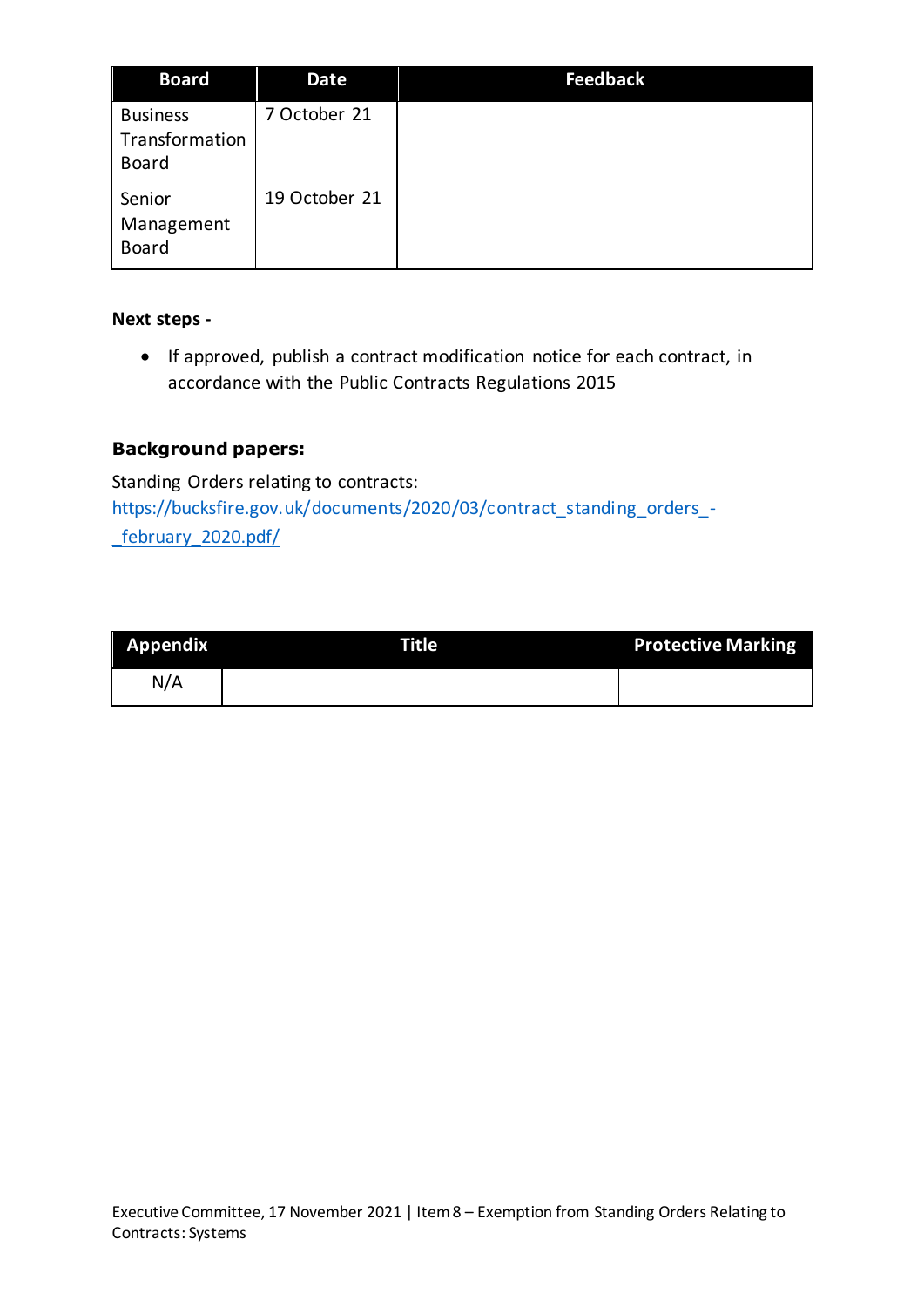| Board | Date | Feedback |
|---|---|---|
| Business Transformation Board | 7 October 21 | |
| Senior Management Board | 19 October 21 | |

**Next steps -**

- If approved, publish a contract modification notice for each contract, in accordance with the Public Contracts Regulations 2015

**Background papers:**

Standing Orders relating to contracts:
https://bucksfire.gov.uk/documents/2020/03/contract_standing_orders_-_february_2020.pdf/

| Appendix | Title | Protective Marking |
|---|---|---|
| N/A | | |